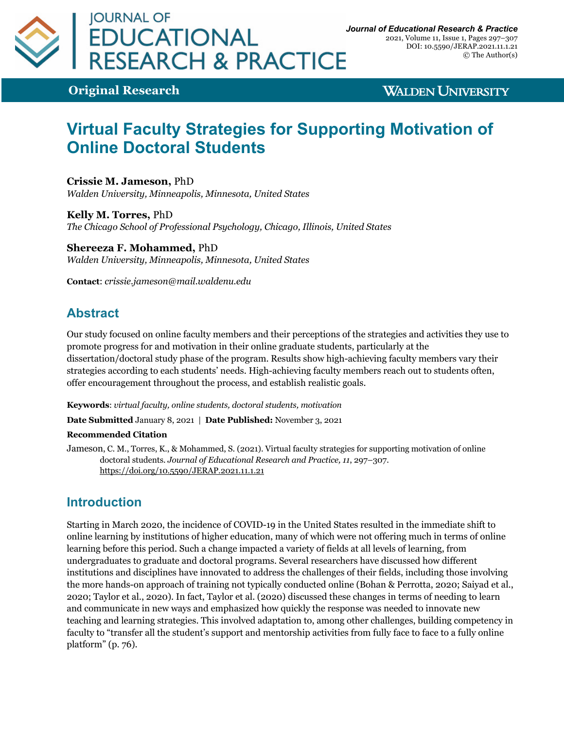**Original Research**

# Virtual Faculty Strategies for Supporting Motivation of Online Doctoral Students

**Crissie M. Jameson,** PhD
*Walden University, Minneapolis, Minnesota, United States*

**Kelly M. Torres,** PhD
*The Chicago School of Professional Psychology, Chicago, Illinois, United States*

**Shereeza F. Mohammed,** PhD
*Walden University, Minneapolis, Minnesota, United States*

**Contact**: *crissie.jameson@mail.waldenu.edu*

## Abstract

Our study focused on online faculty members and their perceptions of the strategies and activities they use to promote progress for and motivation in their online graduate students, particularly at the dissertation/doctoral study phase of the program. Results show high-achieving faculty members vary their strategies according to each students' needs. High-achieving faculty members reach out to students often, offer encouragement throughout the process, and establish realistic goals.

**Keywords**: *virtual faculty, online students, doctoral students, motivation*

**Date Submitted** January 8, 2021 | **Date Published:** November 3, 2021

**Recommended Citation**

Jameson, C. M., Torres, K., & Mohammed, S. (2021). Virtual faculty strategies for supporting motivation of online doctoral students. *Journal of Educational Research and Practice, 11*, 297–307. https://doi.org/10.5590/JERAP.2021.11.1.21

## Introduction

Starting in March 2020, the incidence of COVID-19 in the United States resulted in the immediate shift to online learning by institutions of higher education, many of which were not offering much in terms of online learning before this period. Such a change impacted a variety of fields at all levels of learning, from undergraduates to graduate and doctoral programs. Several researchers have discussed how different institutions and disciplines have innovated to address the challenges of their fields, including those involving the more hands-on approach of training not typically conducted online (Bohan & Perrotta, 2020; Saiyad et al., 2020; Taylor et al., 2020). In fact, Taylor et al. (2020) discussed these changes in terms of needing to learn and communicate in new ways and emphasized how quickly the response was needed to innovate new teaching and learning strategies. This involved adaptation to, among other challenges, building competency in faculty to "transfer all the student's support and mentorship activities from fully face to face to a fully online platform" (p. 76).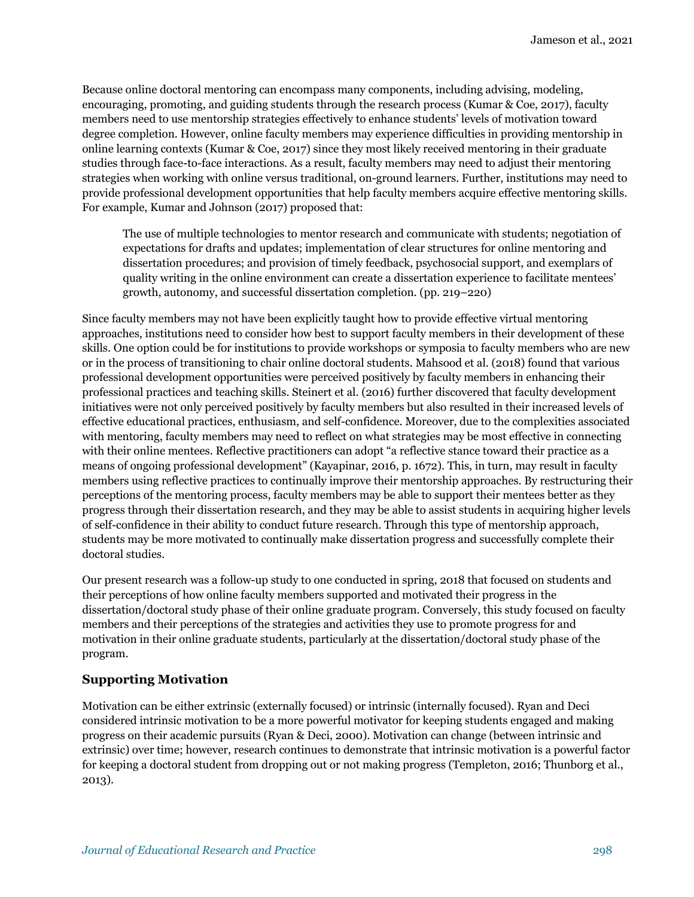Because online doctoral mentoring can encompass many components, including advising, modeling, encouraging, promoting, and guiding students through the research process (Kumar & Coe, 2017), faculty members need to use mentorship strategies effectively to enhance students' levels of motivation toward degree completion. However, online faculty members may experience difficulties in providing mentorship in online learning contexts (Kumar & Coe, 2017) since they most likely received mentoring in their graduate studies through face-to-face interactions. As a result, faculty members may need to adjust their mentoring strategies when working with online versus traditional, on-ground learners. Further, institutions may need to provide professional development opportunities that help faculty members acquire effective mentoring skills. For example, Kumar and Johnson (2017) proposed that:

> The use of multiple technologies to mentor research and communicate with students; negotiation of expectations for drafts and updates; implementation of clear structures for online mentoring and dissertation procedures; and provision of timely feedback, psychosocial support, and exemplars of quality writing in the online environment can create a dissertation experience to facilitate mentees' growth, autonomy, and successful dissertation completion. (pp. 219–220)

Since faculty members may not have been explicitly taught how to provide effective virtual mentoring approaches, institutions need to consider how best to support faculty members in their development of these skills. One option could be for institutions to provide workshops or symposia to faculty members who are new or in the process of transitioning to chair online doctoral students. Mahsood et al. (2018) found that various professional development opportunities were perceived positively by faculty members in enhancing their professional practices and teaching skills. Steinert et al. (2016) further discovered that faculty development initiatives were not only perceived positively by faculty members but also resulted in their increased levels of effective educational practices, enthusiasm, and self-confidence. Moreover, due to the complexities associated with mentoring, faculty members may need to reflect on what strategies may be most effective in connecting with their online mentees. Reflective practitioners can adopt "a reflective stance toward their practice as a means of ongoing professional development" (Kayapinar, 2016, p. 1672). This, in turn, may result in faculty members using reflective practices to continually improve their mentorship approaches. By restructuring their perceptions of the mentoring process, faculty members may be able to support their mentees better as they progress through their dissertation research, and they may be able to assist students in acquiring higher levels of self-confidence in their ability to conduct future research. Through this type of mentorship approach, students may be more motivated to continually make dissertation progress and successfully complete their doctoral studies.

Our present research was a follow-up study to one conducted in spring, 2018 that focused on students and their perceptions of how online faculty members supported and motivated their progress in the dissertation/doctoral study phase of their online graduate program. Conversely, this study focused on faculty members and their perceptions of the strategies and activities they use to promote progress for and motivation in their online graduate students, particularly at the dissertation/doctoral study phase of the program.

## Supporting Motivation

Motivation can be either extrinsic (externally focused) or intrinsic (internally focused). Ryan and Deci considered intrinsic motivation to be a more powerful motivator for keeping students engaged and making progress on their academic pursuits (Ryan & Deci, 2000). Motivation can change (between intrinsic and extrinsic) over time; however, research continues to demonstrate that intrinsic motivation is a powerful factor for keeping a doctoral student from dropping out or not making progress (Templeton, 2016; Thunborg et al., 2013).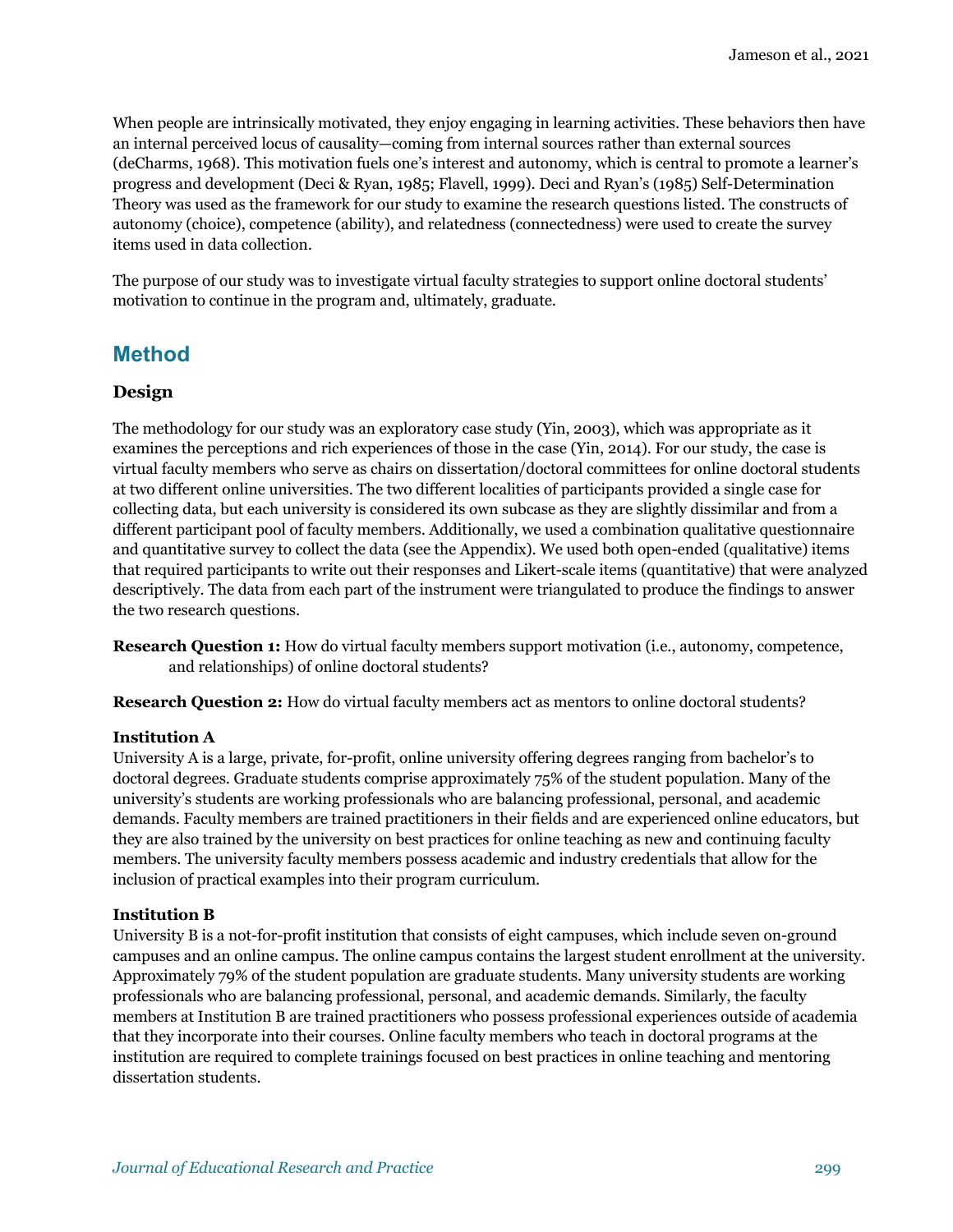When people are intrinsically motivated, they enjoy engaging in learning activities. These behaviors then have an internal perceived locus of causality—coming from internal sources rather than external sources (deCharms, 1968). This motivation fuels one's interest and autonomy, which is central to promote a learner's progress and development (Deci & Ryan, 1985; Flavell, 1999). Deci and Ryan's (1985) Self-Determination Theory was used as the framework for our study to examine the research questions listed. The constructs of autonomy (choice), competence (ability), and relatedness (connectedness) were used to create the survey items used in data collection.

The purpose of our study was to investigate virtual faculty strategies to support online doctoral students' motivation to continue in the program and, ultimately, graduate.

## Method

### Design

The methodology for our study was an exploratory case study (Yin, 2003), which was appropriate as it examines the perceptions and rich experiences of those in the case (Yin, 2014). For our study, the case is virtual faculty members who serve as chairs on dissertation/doctoral committees for online doctoral students at two different online universities. The two different localities of participants provided a single case for collecting data, but each university is considered its own subcase as they are slightly dissimilar and from a different participant pool of faculty members. Additionally, we used a combination qualitative questionnaire and quantitative survey to collect the data (see the Appendix). We used both open-ended (qualitative) items that required participants to write out their responses and Likert-scale items (quantitative) that were analyzed descriptively. The data from each part of the instrument were triangulated to produce the findings to answer the two research questions.

**Research Question 1:** How do virtual faculty members support motivation (i.e., autonomy, competence, and relationships) of online doctoral students?

**Research Question 2:** How do virtual faculty members act as mentors to online doctoral students?

**Institution A**

University A is a large, private, for-profit, online university offering degrees ranging from bachelor's to doctoral degrees. Graduate students comprise approximately 75% of the student population. Many of the university's students are working professionals who are balancing professional, personal, and academic demands. Faculty members are trained practitioners in their fields and are experienced online educators, but they are also trained by the university on best practices for online teaching as new and continuing faculty members. The university faculty members possess academic and industry credentials that allow for the inclusion of practical examples into their program curriculum.

**Institution B**

University B is a not-for-profit institution that consists of eight campuses, which include seven on-ground campuses and an online campus. The online campus contains the largest student enrollment at the university. Approximately 79% of the student population are graduate students. Many university students are working professionals who are balancing professional, personal, and academic demands. Similarly, the faculty members at Institution B are trained practitioners who possess professional experiences outside of academia that they incorporate into their courses. Online faculty members who teach in doctoral programs at the institution are required to complete trainings focused on best practices in online teaching and mentoring dissertation students.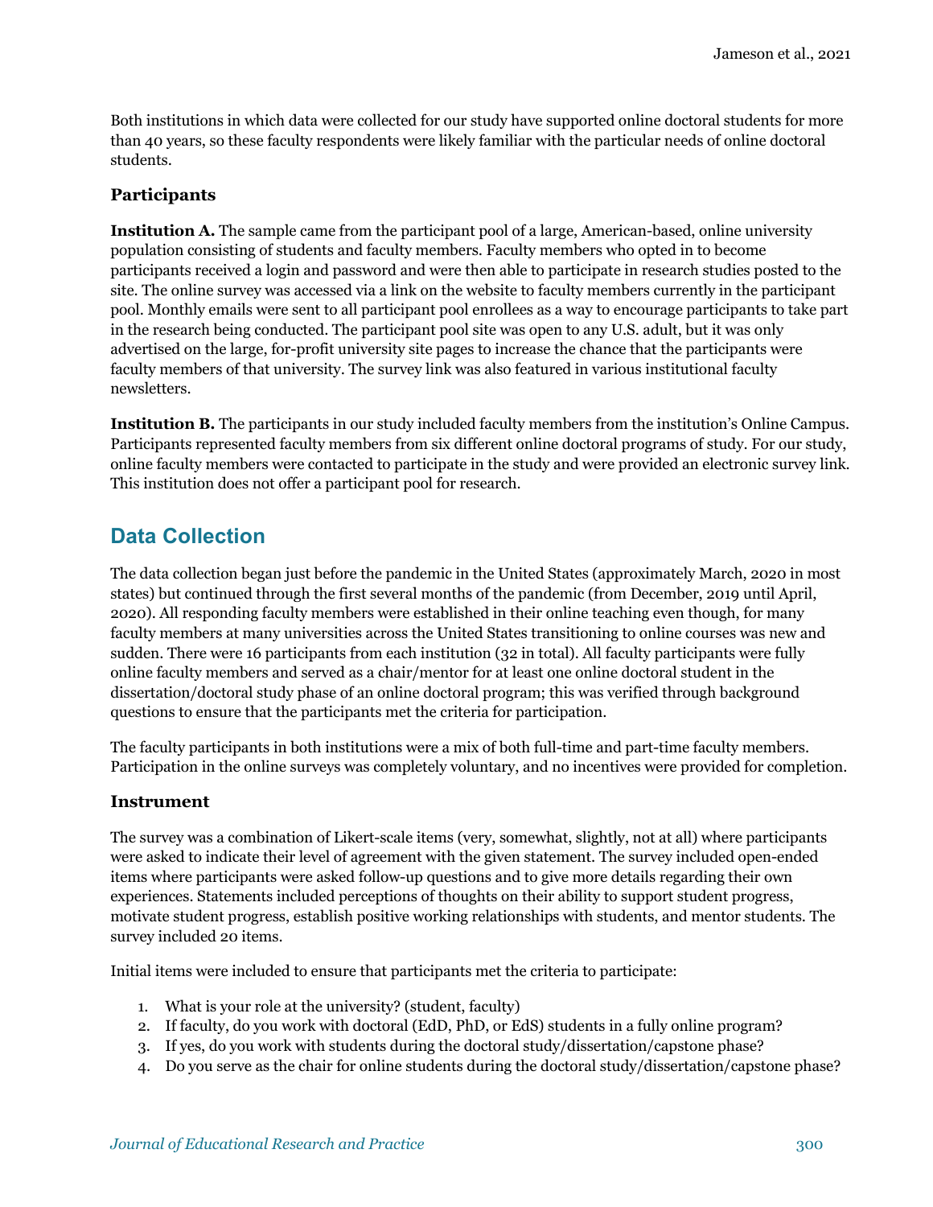Both institutions in which data were collected for our study have supported online doctoral students for more than 40 years, so these faculty respondents were likely familiar with the particular needs of online doctoral students.

### Participants

**Institution A.** The sample came from the participant pool of a large, American-based, online university population consisting of students and faculty members. Faculty members who opted in to become participants received a login and password and were then able to participate in research studies posted to the site. The online survey was accessed via a link on the website to faculty members currently in the participant pool. Monthly emails were sent to all participant pool enrollees as a way to encourage participants to take part in the research being conducted. The participant pool site was open to any U.S. adult, but it was only advertised on the large, for-profit university site pages to increase the chance that the participants were faculty members of that university. The survey link was also featured in various institutional faculty newsletters.

**Institution B.** The participants in our study included faculty members from the institution's Online Campus. Participants represented faculty members from six different online doctoral programs of study. For our study, online faculty members were contacted to participate in the study and were provided an electronic survey link. This institution does not offer a participant pool for research.

## Data Collection

The data collection began just before the pandemic in the United States (approximately March, 2020 in most states) but continued through the first several months of the pandemic (from December, 2019 until April, 2020). All responding faculty members were established in their online teaching even though, for many faculty members at many universities across the United States transitioning to online courses was new and sudden. There were 16 participants from each institution (32 in total). All faculty participants were fully online faculty members and served as a chair/mentor for at least one online doctoral student in the dissertation/doctoral study phase of an online doctoral program; this was verified through background questions to ensure that the participants met the criteria for participation.

The faculty participants in both institutions were a mix of both full-time and part-time faculty members. Participation in the online surveys was completely voluntary, and no incentives were provided for completion.

### Instrument

The survey was a combination of Likert-scale items (very, somewhat, slightly, not at all) where participants were asked to indicate their level of agreement with the given statement. The survey included open-ended items where participants were asked follow-up questions and to give more details regarding their own experiences. Statements included perceptions of thoughts on their ability to support student progress, motivate student progress, establish positive working relationships with students, and mentor students. The survey included 20 items.

Initial items were included to ensure that participants met the criteria to participate:

1. What is your role at the university? (student, faculty)
2. If faculty, do you work with doctoral (EdD, PhD, or EdS) students in a fully online program?
3. If yes, do you work with students during the doctoral study/dissertation/capstone phase?
4. Do you serve as the chair for online students during the doctoral study/dissertation/capstone phase?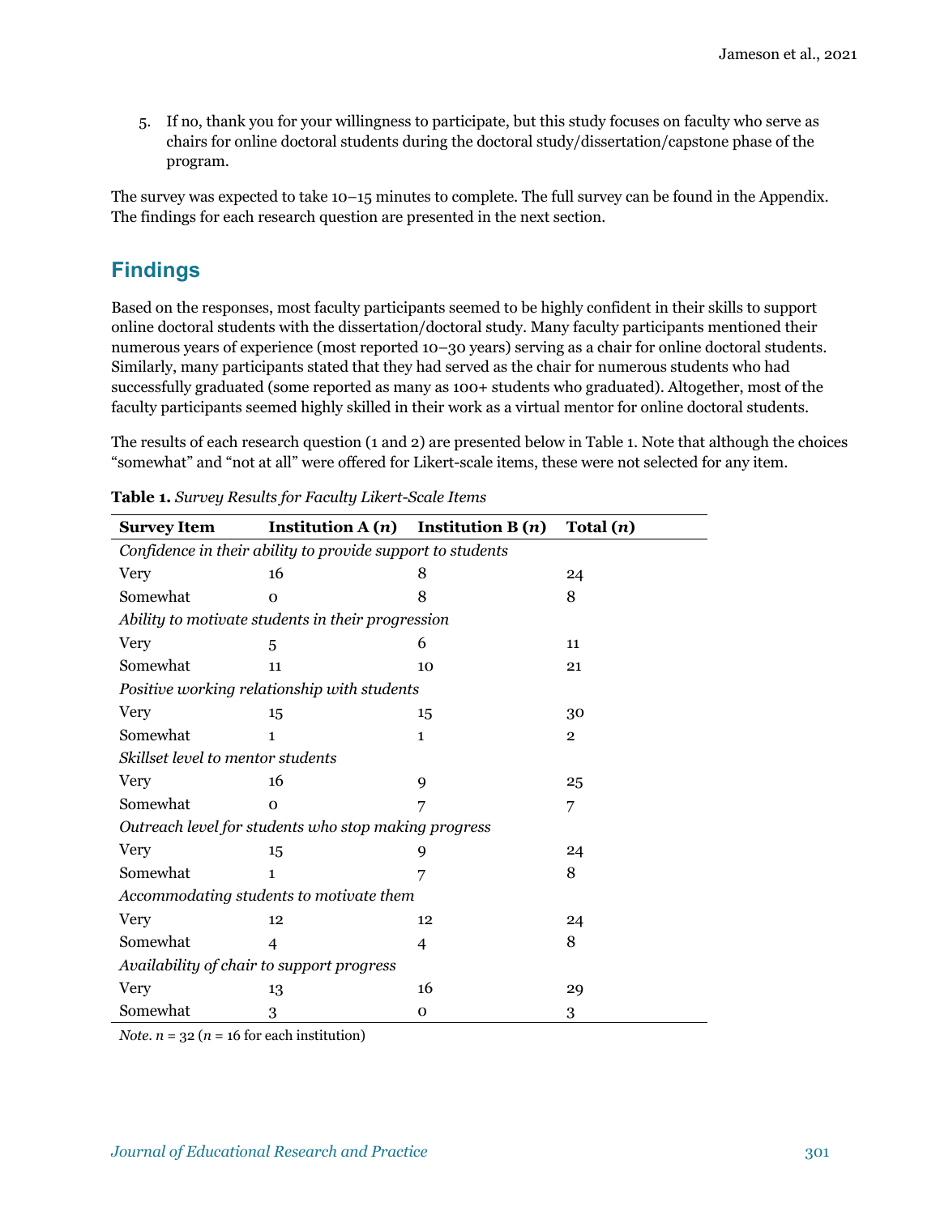5. If no, thank you for your willingness to participate, but this study focuses on faculty who serve as chairs for online doctoral students during the doctoral study/dissertation/capstone phase of the program.

The survey was expected to take 10–15 minutes to complete. The full survey can be found in the Appendix. The findings for each research question are presented in the next section.

## Findings

Based on the responses, most faculty participants seemed to be highly confident in their skills to support online doctoral students with the dissertation/doctoral study. Many faculty participants mentioned their numerous years of experience (most reported 10–30 years) serving as a chair for online doctoral students. Similarly, many participants stated that they had served as the chair for numerous students who had successfully graduated (some reported as many as 100+ students who graduated). Altogether, most of the faculty participants seemed highly skilled in their work as a virtual mentor for online doctoral students.

The results of each research question (1 and 2) are presented below in Table 1. Note that although the choices "somewhat" and "not at all" were offered for Likert-scale items, these were not selected for any item.

**Table 1.** *Survey Results for Faculty Likert-Scale Items*

| Survey Item | Institution A (*n*) | Institution B (*n*) | Total (*n*) |
|---|---|---|---|
| *Confidence in their ability to provide support to students* | | | |
| Very | 16 | 8 | 24 |
| Somewhat | 0 | 8 | 8 |
| *Ability to motivate students in their progression* | | | |
| Very | 5 | 6 | 11 |
| Somewhat | 11 | 10 | 21 |
| *Positive working relationship with students* | | | |
| Very | 15 | 15 | 30 |
| Somewhat | 1 | 1 | 2 |
| *Skillset level to mentor students* | | | |
| Very | 16 | 9 | 25 |
| Somewhat | 0 | 7 | 7 |
| *Outreach level for students who stop making progress* | | | |
| Very | 15 | 9 | 24 |
| Somewhat | 1 | 7 | 8 |
| *Accommodating students to motivate them* | | | |
| Very | 12 | 12 | 24 |
| Somewhat | 4 | 4 | 8 |
| *Availability of chair to support progress* | | | |
| Very | 13 | 16 | 29 |
| Somewhat | 3 | 0 | 3 |

*Note.* $n = 32$ ($n = 16$ for each institution)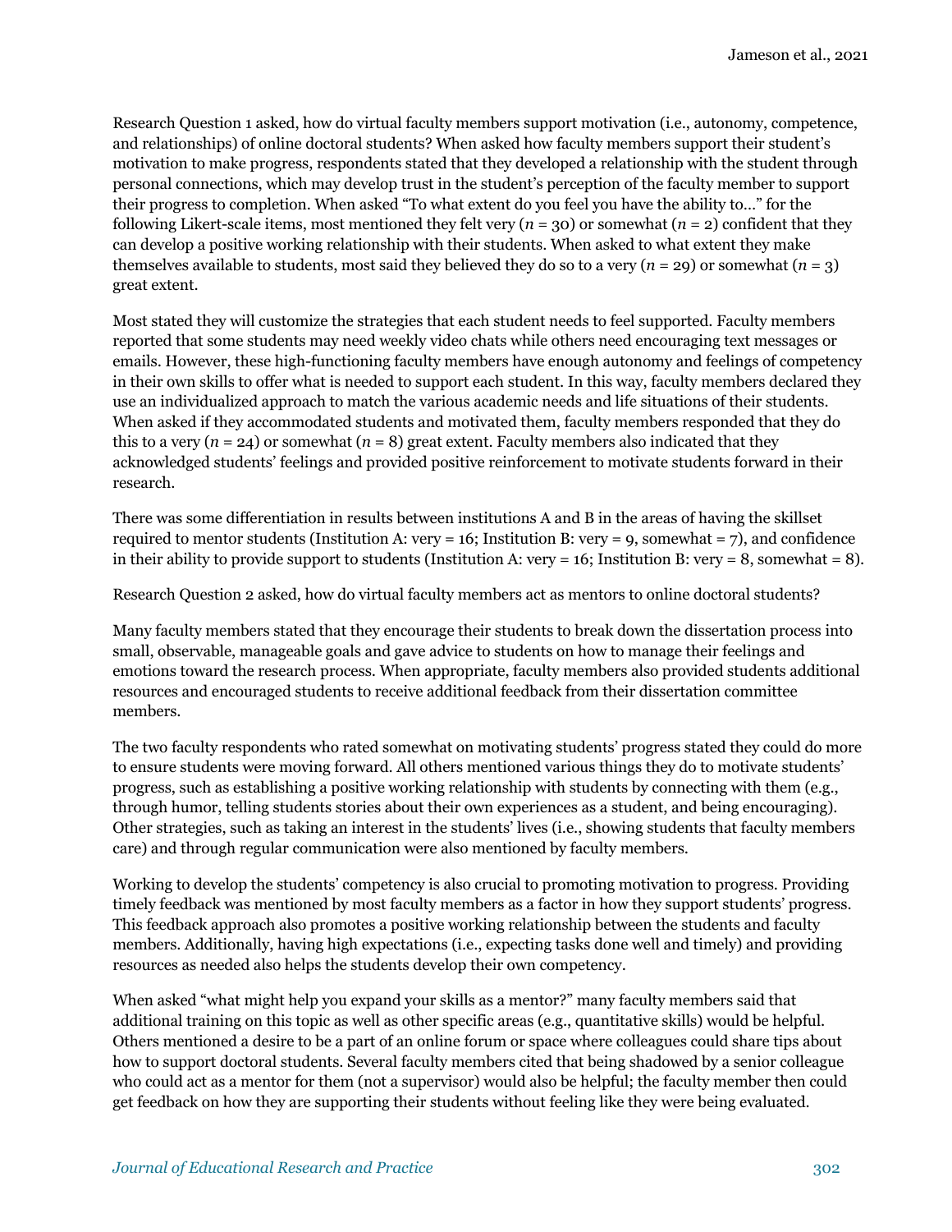Research Question 1 asked, how do virtual faculty members support motivation (i.e., autonomy, competence, and relationships) of online doctoral students? When asked how faculty members support their student's motivation to make progress, respondents stated that they developed a relationship with the student through personal connections, which may develop trust in the student's perception of the faculty member to support their progress to completion. When asked "To what extent do you feel you have the ability to…" for the following Likert-scale items, most mentioned they felt very ($n$ = 30) or somewhat ($n$ = 2) confident that they can develop a positive working relationship with their students. When asked to what extent they make themselves available to students, most said they believed they do so to a very ($n$ = 29) or somewhat ($n$ = 3) great extent.

Most stated they will customize the strategies that each student needs to feel supported. Faculty members reported that some students may need weekly video chats while others need encouraging text messages or emails. However, these high-functioning faculty members have enough autonomy and feelings of competency in their own skills to offer what is needed to support each student. In this way, faculty members declared they use an individualized approach to match the various academic needs and life situations of their students. When asked if they accommodated students and motivated them, faculty members responded that they do this to a very ($n$ = 24) or somewhat ($n$ = 8) great extent. Faculty members also indicated that they acknowledged students' feelings and provided positive reinforcement to motivate students forward in their research.

There was some differentiation in results between institutions A and B in the areas of having the skillset required to mentor students (Institution A: very = 16; Institution B: very = 9, somewhat = 7), and confidence in their ability to provide support to students (Institution A: very = 16; Institution B: very = 8, somewhat = 8).

Research Question 2 asked, how do virtual faculty members act as mentors to online doctoral students?

Many faculty members stated that they encourage their students to break down the dissertation process into small, observable, manageable goals and gave advice to students on how to manage their feelings and emotions toward the research process. When appropriate, faculty members also provided students additional resources and encouraged students to receive additional feedback from their dissertation committee members.

The two faculty respondents who rated somewhat on motivating students' progress stated they could do more to ensure students were moving forward. All others mentioned various things they do to motivate students' progress, such as establishing a positive working relationship with students by connecting with them (e.g., through humor, telling students stories about their own experiences as a student, and being encouraging). Other strategies, such as taking an interest in the students' lives (i.e., showing students that faculty members care) and through regular communication were also mentioned by faculty members.

Working to develop the students' competency is also crucial to promoting motivation to progress. Providing timely feedback was mentioned by most faculty members as a factor in how they support students' progress. This feedback approach also promotes a positive working relationship between the students and faculty members. Additionally, having high expectations (i.e., expecting tasks done well and timely) and providing resources as needed also helps the students develop their own competency.

When asked "what might help you expand your skills as a mentor?" many faculty members said that additional training on this topic as well as other specific areas (e.g., quantitative skills) would be helpful. Others mentioned a desire to be a part of an online forum or space where colleagues could share tips about how to support doctoral students. Several faculty members cited that being shadowed by a senior colleague who could act as a mentor for them (not a supervisor) would also be helpful; the faculty member then could get feedback on how they are supporting their students without feeling like they were being evaluated.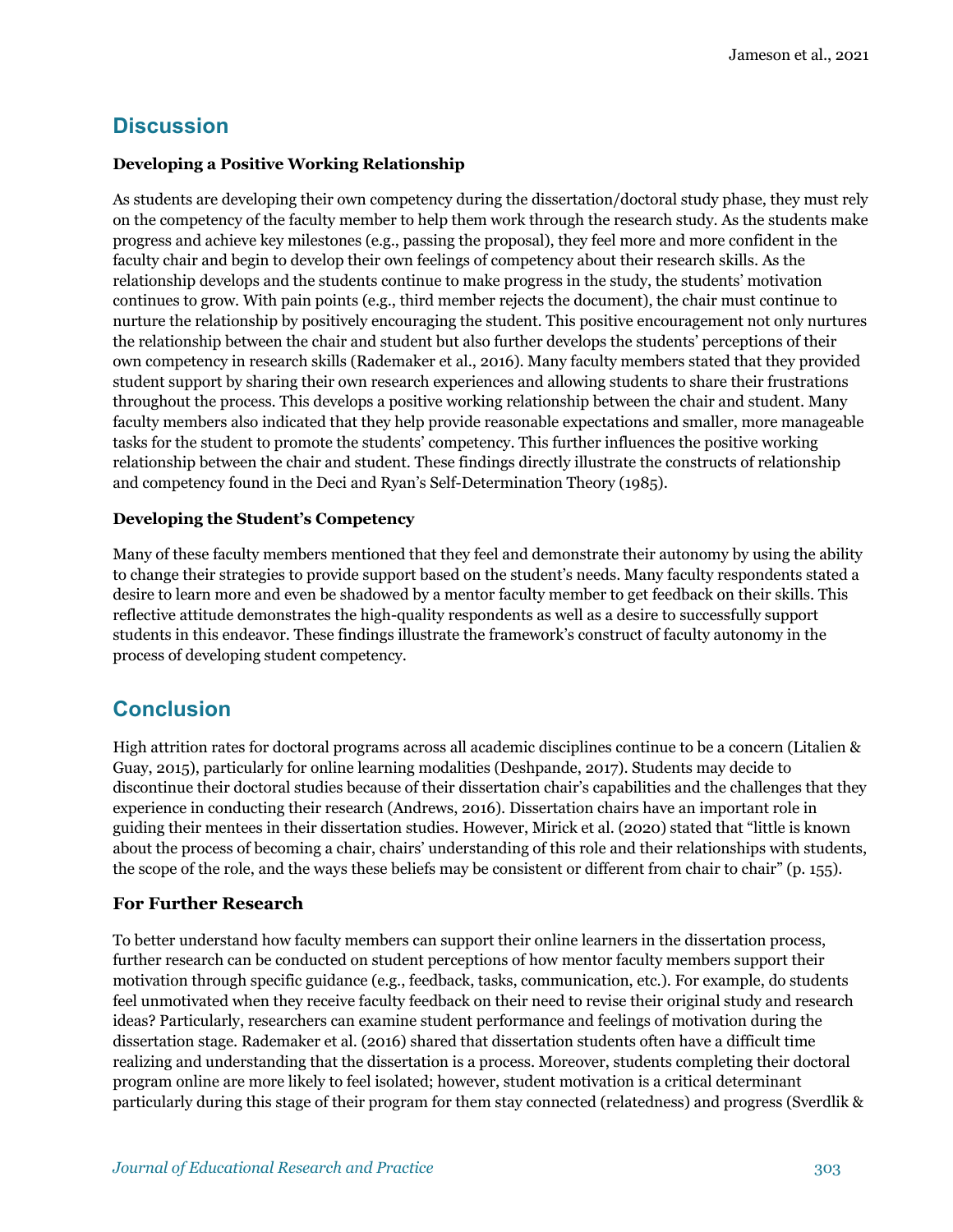## Discussion

### Developing a Positive Working Relationship

As students are developing their own competency during the dissertation/doctoral study phase, they must rely on the competency of the faculty member to help them work through the research study. As the students make progress and achieve key milestones (e.g., passing the proposal), they feel more and more confident in the faculty chair and begin to develop their own feelings of competency about their research skills. As the relationship develops and the students continue to make progress in the study, the students' motivation continues to grow. With pain points (e.g., third member rejects the document), the chair must continue to nurture the relationship by positively encouraging the student. This positive encouragement not only nurtures the relationship between the chair and student but also further develops the students' perceptions of their own competency in research skills (Rademaker et al., 2016). Many faculty members stated that they provided student support by sharing their own research experiences and allowing students to share their frustrations throughout the process. This develops a positive working relationship between the chair and student. Many faculty members also indicated that they help provide reasonable expectations and smaller, more manageable tasks for the student to promote the students' competency. This further influences the positive working relationship between the chair and student. These findings directly illustrate the constructs of relationship and competency found in the Deci and Ryan's Self-Determination Theory (1985).

### Developing the Student's Competency

Many of these faculty members mentioned that they feel and demonstrate their autonomy by using the ability to change their strategies to provide support based on the student's needs. Many faculty respondents stated a desire to learn more and even be shadowed by a mentor faculty member to get feedback on their skills. This reflective attitude demonstrates the high-quality respondents as well as a desire to successfully support students in this endeavor. These findings illustrate the framework's construct of faculty autonomy in the process of developing student competency.

## Conclusion

High attrition rates for doctoral programs across all academic disciplines continue to be a concern (Litalien & Guay, 2015), particularly for online learning modalities (Deshpande, 2017). Students may decide to discontinue their doctoral studies because of their dissertation chair's capabilities and the challenges that they experience in conducting their research (Andrews, 2016). Dissertation chairs have an important role in guiding their mentees in their dissertation studies. However, Mirick et al. (2020) stated that "little is known about the process of becoming a chair, chairs' understanding of this role and their relationships with students, the scope of the role, and the ways these beliefs may be consistent or different from chair to chair" (p. 155).

### For Further Research

To better understand how faculty members can support their online learners in the dissertation process, further research can be conducted on student perceptions of how mentor faculty members support their motivation through specific guidance (e.g., feedback, tasks, communication, etc.). For example, do students feel unmotivated when they receive faculty feedback on their need to revise their original study and research ideas? Particularly, researchers can examine student performance and feelings of motivation during the dissertation stage. Rademaker et al. (2016) shared that dissertation students often have a difficult time realizing and understanding that the dissertation is a process. Moreover, students completing their doctoral program online are more likely to feel isolated; however, student motivation is a critical determinant particularly during this stage of their program for them stay connected (relatedness) and progress (Sverdlik &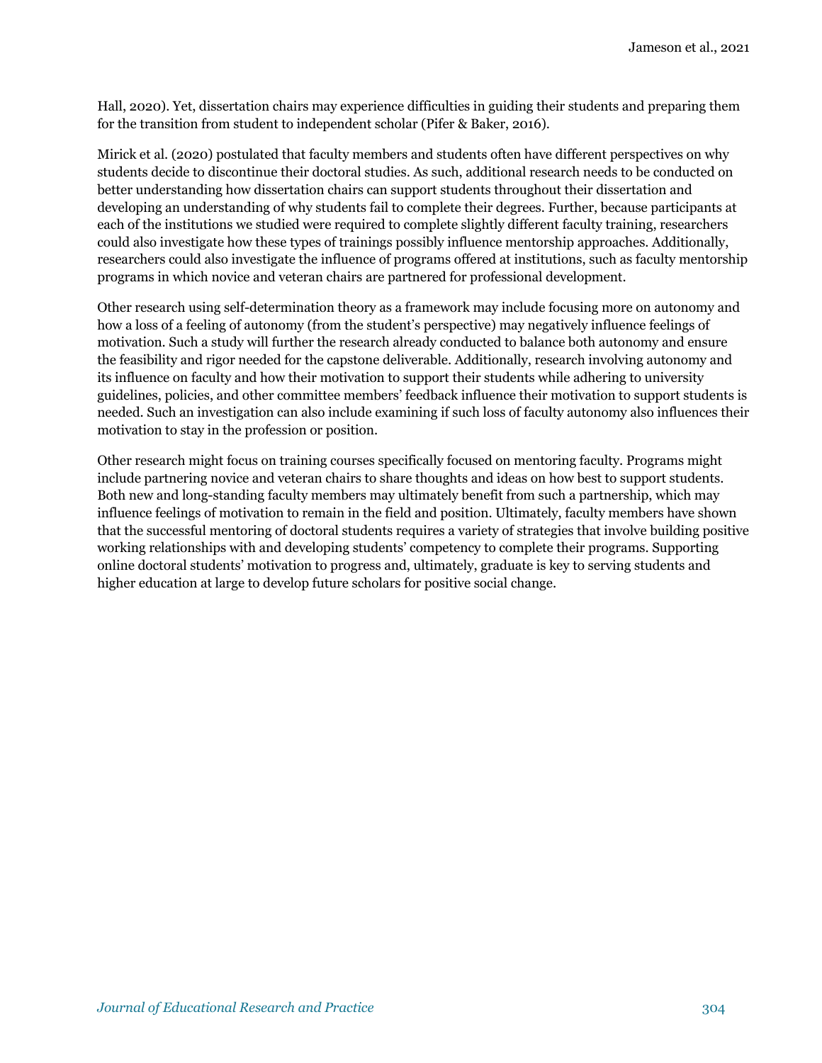Hall, 2020). Yet, dissertation chairs may experience difficulties in guiding their students and preparing them for the transition from student to independent scholar (Pifer & Baker, 2016).

Mirick et al. (2020) postulated that faculty members and students often have different perspectives on why students decide to discontinue their doctoral studies. As such, additional research needs to be conducted on better understanding how dissertation chairs can support students throughout their dissertation and developing an understanding of why students fail to complete their degrees. Further, because participants at each of the institutions we studied were required to complete slightly different faculty training, researchers could also investigate how these types of trainings possibly influence mentorship approaches. Additionally, researchers could also investigate the influence of programs offered at institutions, such as faculty mentorship programs in which novice and veteran chairs are partnered for professional development.

Other research using self-determination theory as a framework may include focusing more on autonomy and how a loss of a feeling of autonomy (from the student's perspective) may negatively influence feelings of motivation. Such a study will further the research already conducted to balance both autonomy and ensure the feasibility and rigor needed for the capstone deliverable. Additionally, research involving autonomy and its influence on faculty and how their motivation to support their students while adhering to university guidelines, policies, and other committee members' feedback influence their motivation to support students is needed. Such an investigation can also include examining if such loss of faculty autonomy also influences their motivation to stay in the profession or position.

Other research might focus on training courses specifically focused on mentoring faculty. Programs might include partnering novice and veteran chairs to share thoughts and ideas on how best to support students. Both new and long-standing faculty members may ultimately benefit from such a partnership, which may influence feelings of motivation to remain in the field and position. Ultimately, faculty members have shown that the successful mentoring of doctoral students requires a variety of strategies that involve building positive working relationships with and developing students' competency to complete their programs. Supporting online doctoral students' motivation to progress and, ultimately, graduate is key to serving students and higher education at large to develop future scholars for positive social change.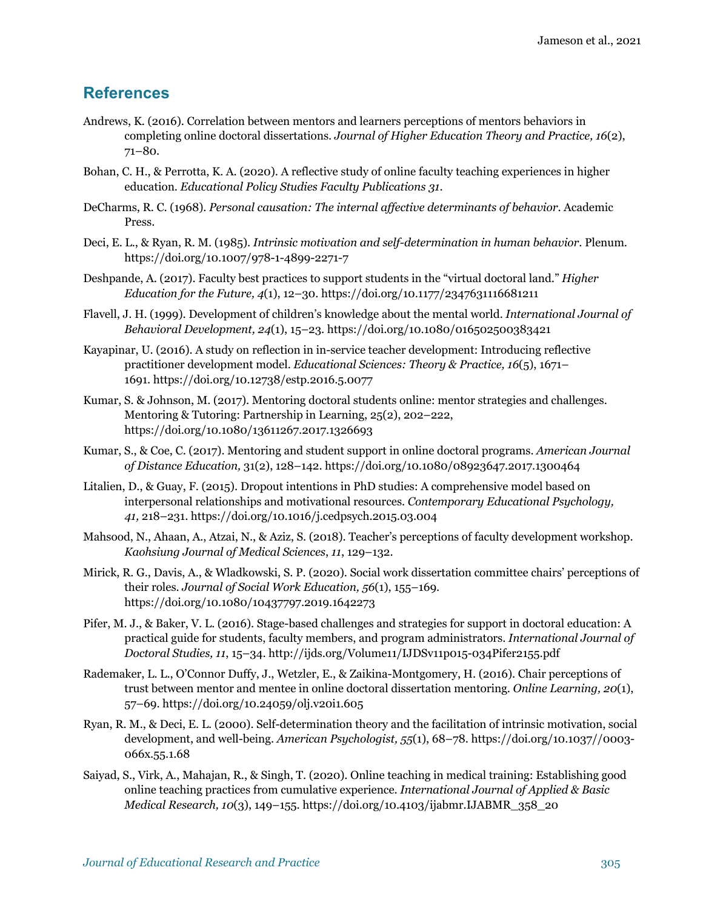## References

Andrews, K. (2016). Correlation between mentors and learners perceptions of mentors behaviors in completing online doctoral dissertations. *Journal of Higher Education Theory and Practice, 16*(2), 71–80.

Bohan, C. H., & Perrotta, K. A. (2020). A reflective study of online faculty teaching experiences in higher education. *Educational Policy Studies Faculty Publications 31*.

DeCharms, R. C. (1968). *Personal causation: The internal affective determinants of behavior*. Academic Press.

Deci, E. L., & Ryan, R. M. (1985). *Intrinsic motivation and self-determination in human behavior.* Plenum. https://doi.org/10.1007/978-1-4899-2271-7

Deshpande, A. (2017). Faculty best practices to support students in the "virtual doctoral land." *Higher Education for the Future, 4*(1), 12–30. https://doi.org/10.1177/2347631116681211

Flavell, J. H. (1999). Development of children's knowledge about the mental world. *International Journal of Behavioral Development, 24*(1), 15–23. https://doi.org/10.1080/016502500383421

Kayapinar, U. (2016). A study on reflection in in-service teacher development: Introducing reflective practitioner development model. *Educational Sciences: Theory & Practice, 16*(5), 1671–1691. https://doi.org/10.12738/estp.2016.5.0077

Kumar, S. & Johnson, M. (2017). Mentoring doctoral students online: mentor strategies and challenges. Mentoring & Tutoring: Partnership in Learning, 25(2), 202–222, https://doi.org/10.1080/13611267.2017.1326693

Kumar, S., & Coe, C. (2017). Mentoring and student support in online doctoral programs. *American Journal of Distance Education,* 31(2), 128–142. https://doi.org/10.1080/08923647.2017.1300464

Litalien, D., & Guay, F. (2015). Dropout intentions in PhD studies: A comprehensive model based on interpersonal relationships and motivational resources. *Contemporary Educational Psychology, 41,* 218–231. https://doi.org/10.1016/j.cedpsych.2015.03.004

Mahsood, N., Ahaan, A., Atzai, N., & Aziz, S. (2018). Teacher's perceptions of faculty development workshop. *Kaohsiung Journal of Medical Sciences*, *11*, 129–132.

Mirick, R. G., Davis, A., & Wladkowski, S. P. (2020). Social work dissertation committee chairs' perceptions of their roles. *Journal of Social Work Education, 56*(1), 155–169. https://doi.org/10.1080/10437797.2019.1642273

Pifer, M. J., & Baker, V. L. (2016). Stage-based challenges and strategies for support in doctoral education: A practical guide for students, faculty members, and program administrators. *International Journal of Doctoral Studies, 11*, 15–34. http://ijds.org/Volume11/IJDSv11p015-034Pifer2155.pdf

Rademaker, L. L., O'Connor Duffy, J., Wetzler, E., & Zaikina-Montgomery, H. (2016). Chair perceptions of trust between mentor and mentee in online doctoral dissertation mentoring. *Online Learning, 20*(1), 57–69. https://doi.org/10.24059/olj.v20i1.605

Ryan, R. M., & Deci, E. L. (2000). Self-determination theory and the facilitation of intrinsic motivation, social development, and well-being. *American Psychologist, 55*(1), 68–78. https://doi.org/10.1037//0003-066x.55.1.68

Saiyad, S., Virk, A., Mahajan, R., & Singh, T. (2020). Online teaching in medical training: Establishing good online teaching practices from cumulative experience. *International Journal of Applied & Basic Medical Research, 10*(3), 149–155. https://doi.org/10.4103/ijabmr.IJABMR_358_20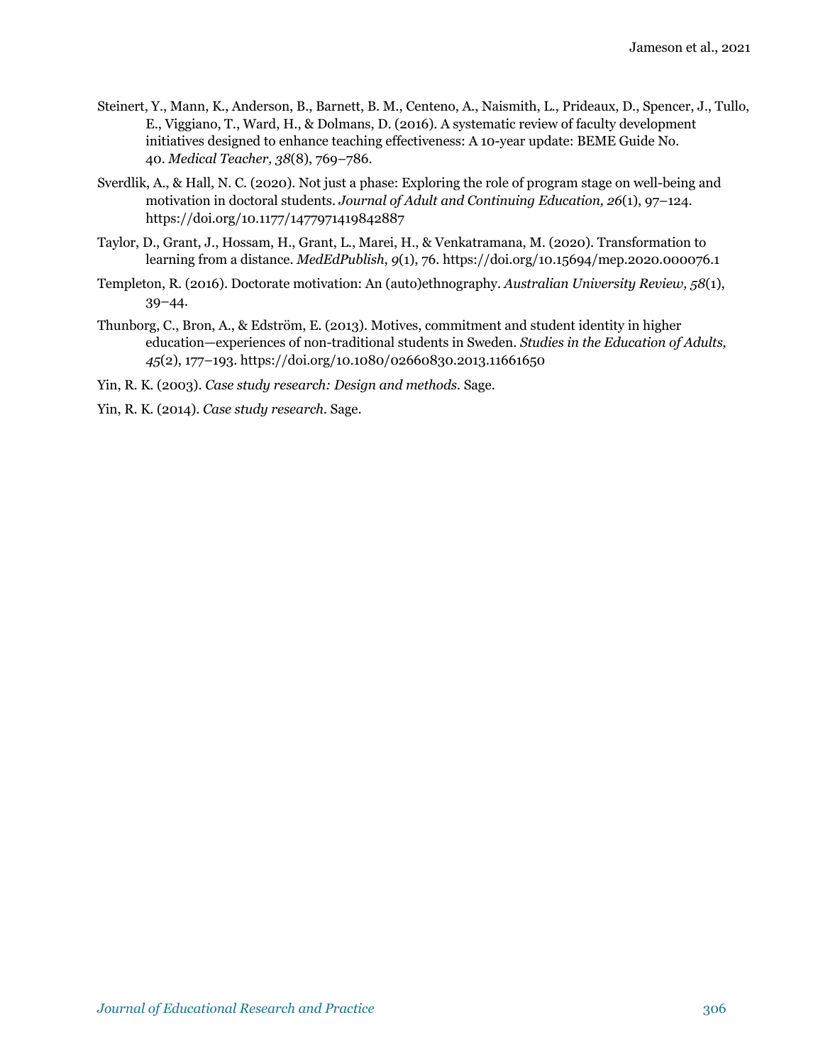Steinert, Y., Mann, K., Anderson, B., Barnett, B. M., Centeno, A., Naismith, L., Prideaux, D., Spencer, J., Tullo, E., Viggiano, T., Ward, H., & Dolmans, D. (2016). A systematic review of faculty development initiatives designed to enhance teaching effectiveness: A 10-year update: BEME Guide No. 40. *Medical Teacher, 38*(8), 769–786.

Sverdlik, A., & Hall, N. C. (2020). Not just a phase: Exploring the role of program stage on well-being and motivation in doctoral students. *Journal of Adult and Continuing Education, 26*(1), 97–124. https://doi.org/10.1177/1477971419842887

Taylor, D., Grant, J., Hossam, H., Grant, L., Marei, H., & Venkatramana, M. (2020). Transformation to learning from a distance. *MedEdPublish*, *9*(1), 76. https://doi.org/10.15694/mep.2020.000076.1

Templeton, R. (2016). Doctorate motivation: An (auto)ethnography. *Australian University Review, 58*(1), 39–44.

Thunborg, C., Bron, A., & Edström, E. (2013). Motives, commitment and student identity in higher education—experiences of non-traditional students in Sweden. *Studies in the Education of Adults, 45*(2), 177–193. https://doi.org/10.1080/02660830.2013.11661650

Yin, R. K. (2003). *Case study research: Design and methods*. Sage.

Yin, R. K. (2014). *Case study research*. Sage.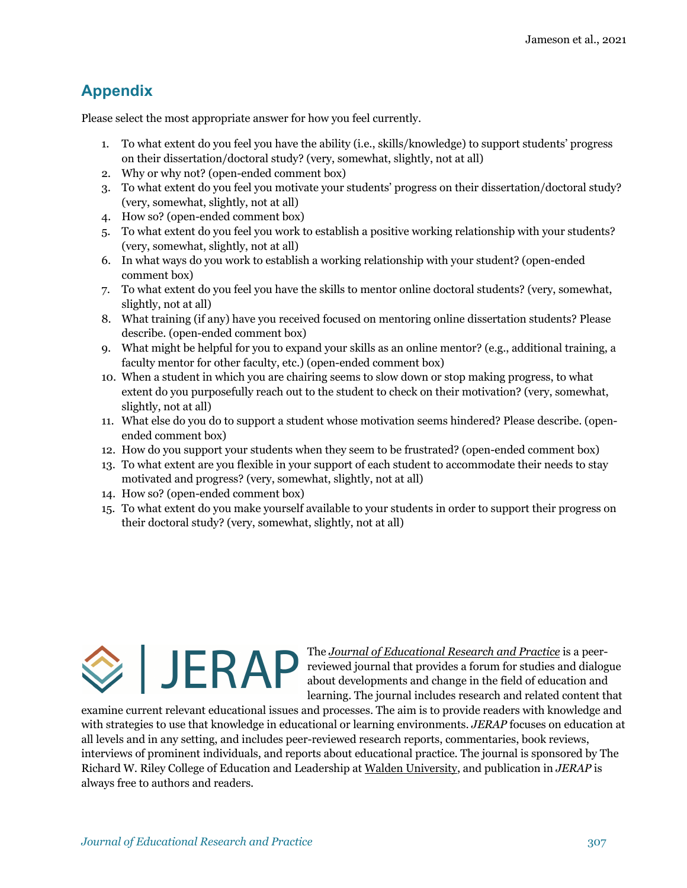## Appendix

Please select the most appropriate answer for how you feel currently.

1. To what extent do you feel you have the ability (i.e., skills/knowledge) to support students' progress on their dissertation/doctoral study? (very, somewhat, slightly, not at all)
2. Why or why not? (open-ended comment box)
3. To what extent do you feel you motivate your students' progress on their dissertation/doctoral study? (very, somewhat, slightly, not at all)
4. How so? (open-ended comment box)
5. To what extent do you feel you work to establish a positive working relationship with your students? (very, somewhat, slightly, not at all)
6. In what ways do you work to establish a working relationship with your student? (open-ended comment box)
7. To what extent do you feel you have the skills to mentor online doctoral students? (very, somewhat, slightly, not at all)
8. What training (if any) have you received focused on mentoring online dissertation students? Please describe. (open-ended comment box)
9. What might be helpful for you to expand your skills as an online mentor? (e.g., additional training, a faculty mentor for other faculty, etc.) (open-ended comment box)
10. When a student in which you are chairing seems to slow down or stop making progress, to what extent do you purposefully reach out to the student to check on their motivation? (very, somewhat, slightly, not at all)
11. What else do you do to support a student whose motivation seems hindered? Please describe. (open-ended comment box)
12. How do you support your students when they seem to be frustrated? (open-ended comment box)
13. To what extent are you flexible in your support of each student to accommodate their needs to stay motivated and progress? (very, somewhat, slightly, not at all)
14. How so? (open-ended comment box)
15. To what extent do you make yourself available to your students in order to support their progress on their doctoral study? (very, somewhat, slightly, not at all)

| JERAP

The *Journal of Educational Research and Practice* is a peer-reviewed journal that provides a forum for studies and dialogue about developments and change in the field of education and learning. The journal includes research and related content that examine current relevant educational issues and processes. The aim is to provide readers with knowledge and with strategies to use that knowledge in educational or learning environments. *JERAP* focuses on education at all levels and in any setting, and includes peer-reviewed research reports, commentaries, book reviews, interviews of prominent individuals, and reports about educational practice. The journal is sponsored by The Richard W. Riley College of Education and Leadership at Walden University, and publication in *JERAP* is always free to authors and readers.